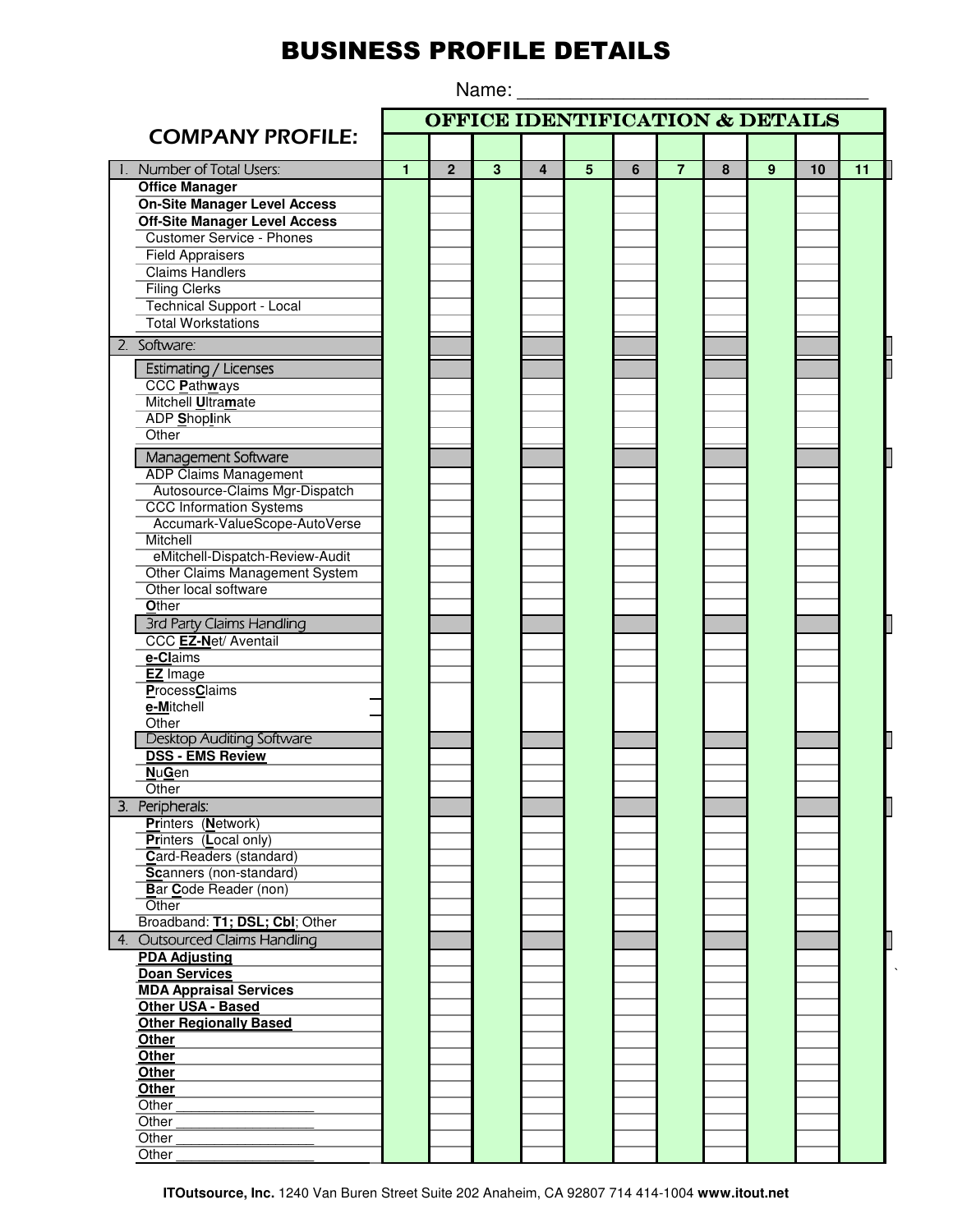# BUSINESS PROFILE DETAILS

Name: ___________________________________

## COMPANY PROFILE:

| | OFFICE IDENTIFICATION & DETAILS | | | | | | | | | | |
|---|---|---|---|---|---|---|---|---|---|---|---|
| 1. Number of Total Users: | 1 | 2 | 3 | 4 | 5 | 6 | 7 | 8 | 9 | 10 | 11 |
| **Office Manager** | | | | | | | | | | | |
| **On-Site Manager Level Access** | | | | | | | | | | | |
| **Off-Site Manager Level Access** | | | | | | | | | | | |
| Customer Service - Phones | | | | | | | | | | | |
| Field Appraisers | | | | | | | | | | | |
| Claims Handlers | | | | | | | | | | | |
| Filing Clerks | | | | | | | | | | | |
| Technical Support - Local | | | | | | | | | | | |
| Total Workstations | | | | | | | | | | | |
| 2. Software: | | | | | | | | | | | |
| Estimating / Licenses | | | | | | | | | | | |
| CCC **P**ath**w**ays | | | | | | | | | | | |
| Mitchell **U**ltra**m**ate | | | | | | | | | | | |
| ADP **S**hop**l**ink | | | | | | | | | | | |
| Other | | | | | | | | | | | |
| Management Software | | | | | | | | | | | |
| ADP Claims Management | | | | | | | | | | | |
| Autosource-Claims Mgr-Dispatch | | | | | | | | | | | |
| CCC Information Systems | | | | | | | | | | | |
| Accumark-ValueScope-AutoVerse | | | | | | | | | | | |
| Mitchell | | | | | | | | | | | |
| eMitchell-Dispatch-Review-Audit | | | | | | | | | | | |
| Other Claims Management System | | | | | | | | | | | |
| Other local software | | | | | | | | | | | |
| **O**ther | | | | | | | | | | | |
| 3rd Party Claims Handling | | | | | | | | | | | |
| CCC **EZ-N**et/ Aventail | | | | | | | | | | | |
| **e-Cl**aims | | | | | | | | | | | |
| **EZ** Image | | | | | | | | | | | |
| **P**rocess**C**laims | | | | | | | | | | | |
| **e-M**itchell | | | | | | | | | | | |
| Other | | | | | | | | | | | |
| Desktop Auditing Software | | | | | | | | | | | |
| **DSS - EMS Review** | | | | | | | | | | | |
| **N**u**G**en | | | | | | | | | | | |
| Other | | | | | | | | | | | |
| 3. Peripherals: | | | | | | | | | | | |
| **Pr**inters (**N**etwork) | | | | | | | | | | | |
| **Pr**inters (**L**ocal only) | | | | | | | | | | | |
| **C**ard-Readers (standard) | | | | | | | | | | | |
| **Sc**anners (non-standard) | | | | | | | | | | | |
| **B**ar **C**ode Reader (non) | | | | | | | | | | | |
| Other | | | | | | | | | | | |
| Broadband: **T1; DSL; Cbl**; Other | | | | | | | | | | | |
| 4. Outsourced Claims Handling | | | | | | | | | | | |
| **PDA Adjusting** | | | | | | | | | | | |
| **Doan Services** | | | | | | | | | | | |
| **MDA Appraisal Services** | | | | | | | | | | | |
| **Other USA - Based** | | | | | | | | | | | |
| **Other Regionally Based** | | | | | | | | | | | |
| **Other** | | | | | | | | | | | |
| **Other** | | | | | | | | | | | |
| **Other** | | | | | | | | | | | |
| **Other** | | | | | | | | | | | |
| Other ___________________ | | | | | | | | | | | |
| Other ___________________ | | | | | | | | | | | |
| Other ___________________ | | | | | | | | | | | |
| Other ___________________ | | | | | | | | | | | |

**ITOutsource, Inc.** 1240 Van Buren Street Suite 202 Anaheim, CA 92807 714 414-1004 **www.itout.net**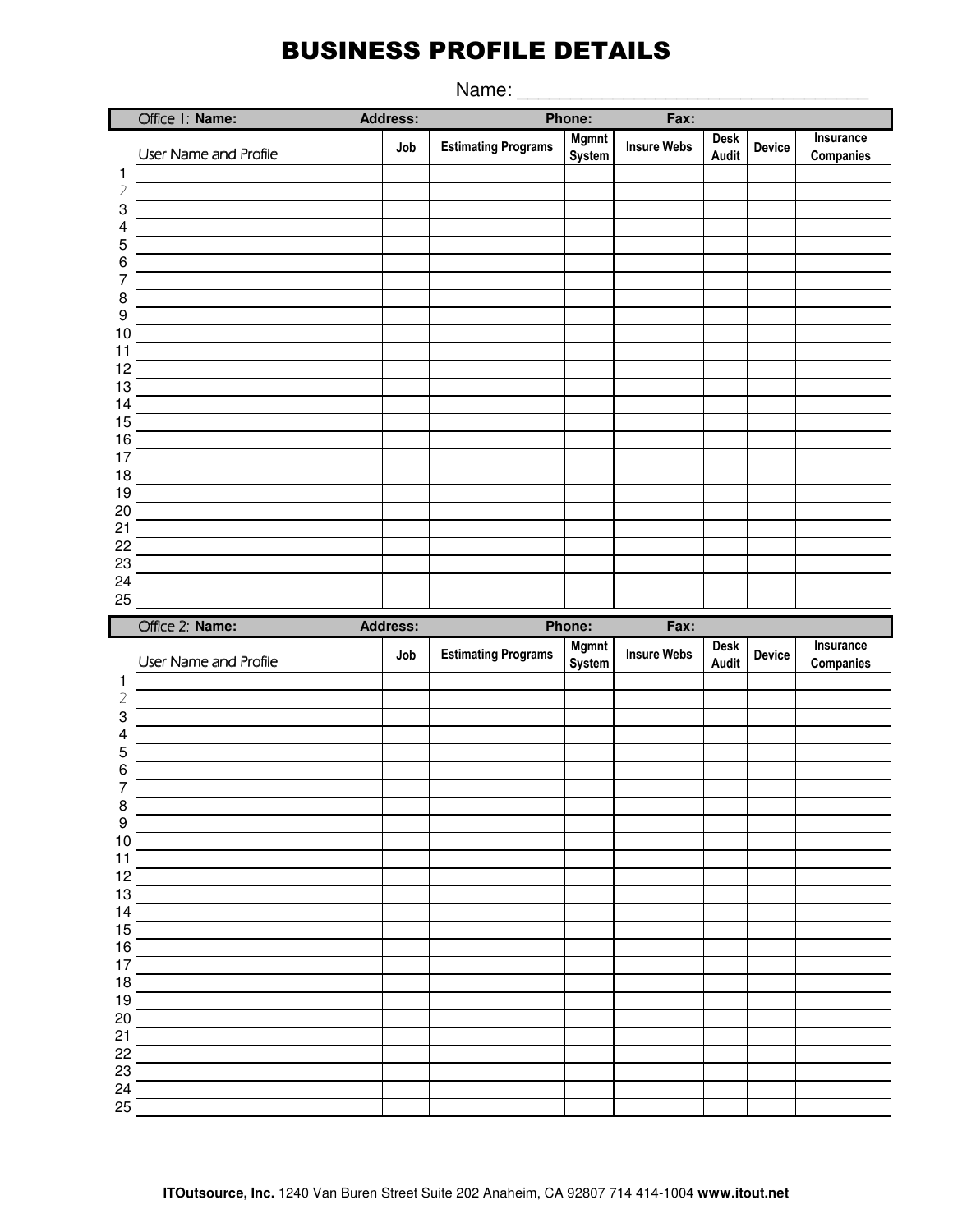# BUSINESS PROFILE DETAILS

Name: ___________________________________

**Office 1: Name: Address: Phone: Fax:**

| | User Name and Profile | Job | Estimating Programs | Mgmnt System | Insure Webs | Desk Audit | Device | Insurance Companies |
|---|---|---|---|---|---|---|---|---|
| 1 | | | | | | | | |
| 2 | | | | | | | | |
| 3 | | | | | | | | |
| 4 | | | | | | | | |
| 5 | | | | | | | | |
| 6 | | | | | | | | |
| 7 | | | | | | | | |
| 8 | | | | | | | | |
| 9 | | | | | | | | |
| 10 | | | | | | | | |
| 11 | | | | | | | | |
| 12 | | | | | | | | |
| 13 | | | | | | | | |
| 14 | | | | | | | | |
| 15 | | | | | | | | |
| 16 | | | | | | | | |
| 17 | | | | | | | | |
| 18 | | | | | | | | |
| 19 | | | | | | | | |
| 20 | | | | | | | | |
| 21 | | | | | | | | |
| 22 | | | | | | | | |
| 23 | | | | | | | | |
| 24 | | | | | | | | |
| 25 | | | | | | | | |

**Office 2: Name: Address: Phone: Fax:**

| | User Name and Profile | Job | Estimating Programs | Mgmnt System | Insure Webs | Desk Audit | Device | Insurance Companies |
|---|---|---|---|---|---|---|---|---|
| 1 | | | | | | | | |
| 2 | | | | | | | | |
| 3 | | | | | | | | |
| 4 | | | | | | | | |
| 5 | | | | | | | | |
| 6 | | | | | | | | |
| 7 | | | | | | | | |
| 8 | | | | | | | | |
| 9 | | | | | | | | |
| 10 | | | | | | | | |
| 11 | | | | | | | | |
| 12 | | | | | | | | |
| 13 | | | | | | | | |
| 14 | | | | | | | | |
| 15 | | | | | | | | |
| 16 | | | | | | | | |
| 17 | | | | | | | | |
| 18 | | | | | | | | |
| 19 | | | | | | | | |
| 20 | | | | | | | | |
| 21 | | | | | | | | |
| 22 | | | | | | | | |
| 23 | | | | | | | | |
| 24 | | | | | | | | |
| 25 | | | | | | | | |

**ITOutsource, Inc.** 1240 Van Buren Street Suite 202 Anaheim, CA 92807 714 414-1004 **www.itout.net**